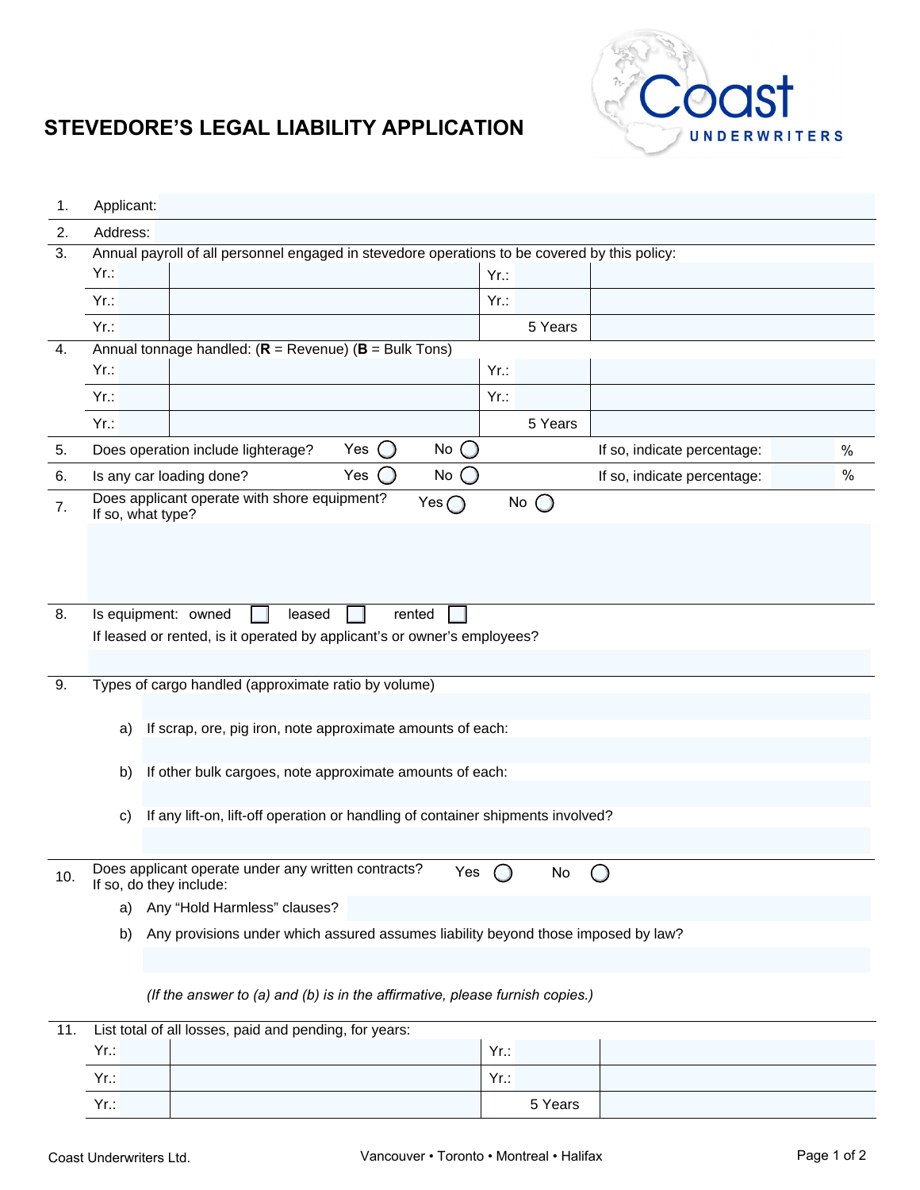# STEVEDORE'S LEGAL LIABILITY APPLICATION

Coast Underwriters

1. Applicant:

2. Address:

3. Annual payroll of all personnel engaged in stevedore operations to be covered by this policy:

| Yr.: | | Yr.: | |
|---|---|---|---|
| Yr.: | | Yr.: | |
| Yr.: | | 5 Years | |

4. Annual tonnage handled: (**R** = Revenue) (**B** = Bulk Tons)

| Yr.: | | Yr.: | |
|---|---|---|---|
| Yr.: | | Yr.: | |
| Yr.: | | 5 Years | |

5. Does operation include lighterage? Yes ◯ No ◯ If so, indicate percentage: %

6. Is any car loading done? Yes ◯ No ◯ If so, indicate percentage: %

7. Does applicant operate with shore equipment? Yes ◯ No ◯
   If so, what type?

8. Is equipment: owned ☐ leased ☐ rented ☐
   If leased or rented, is it operated by applicant's or owner's employees?

9. Types of cargo handled (approximate ratio by volume)

   a) If scrap, ore, pig iron, note approximate amounts of each:

   b) If other bulk cargoes, note approximate amounts of each:

   c) If any lift-on, lift-off operation or handling of container shipments involved?

10. Does applicant operate under any written contracts? Yes ◯ No ◯
    If so, do they include:

    a) Any "Hold Harmless" clauses?

    b) Any provisions under which assured assumes liability beyond those imposed by law?

    *(If the answer to (a) and (b) is in the affirmative, please furnish copies.)*

11. List total of all losses, paid and pending, for years:

| Yr.: | | Yr.: | |
|---|---|---|---|
| Yr.: | | Yr.: | |
| Yr.: | | 5 Years | |

Coast Underwriters Ltd. Vancouver • Toronto • Montreal • Halifax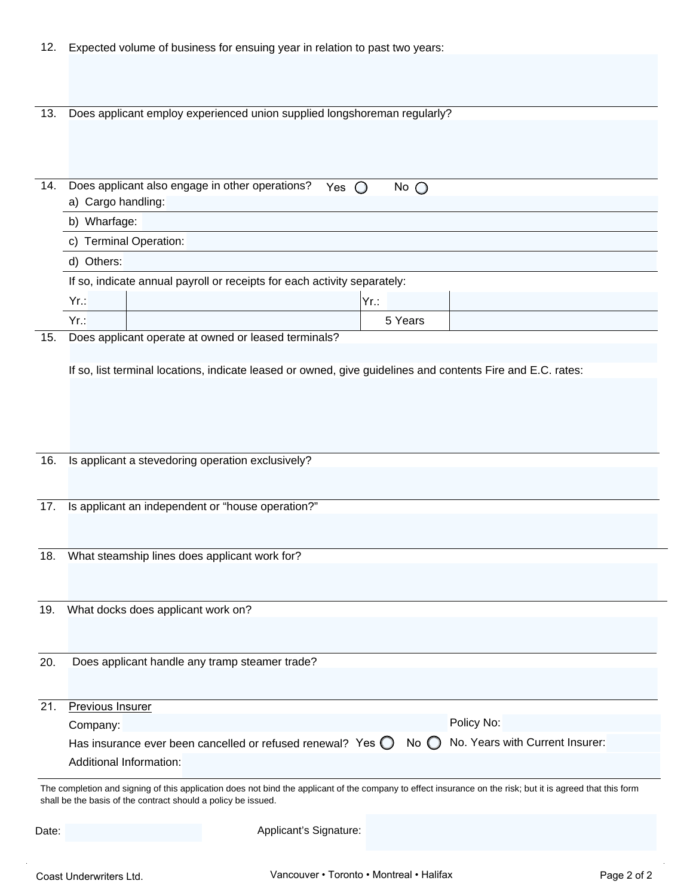12. Expected volume of business for ensuing year in relation to past two years:

13. Does applicant employ experienced union supplied longshoreman regularly?

14. Does applicant also engage in other operations? Yes ◯ No ◯

    a) Cargo handling:

    b) Wharfage:

    c) Terminal Operation:

    d) Others:

    If so, indicate annual payroll or receipts for each activity separately:

| | | | |
|---|---|---|---|
| Yr.: | | Yr.: | |
| Yr.: | | 5 Years | |

15. Does applicant operate at owned or leased terminals?

    If so, list terminal locations, indicate leased or owned, give guidelines and contents Fire and E.C. rates:

16. Is applicant a stevedoring operation exclusively?

17. Is applicant an independent or "house operation?"

18. What steamship lines does applicant work for?

19. What docks does applicant work on?

20. Does applicant handle any tramp steamer trade?

21. Previous Insurer

    Company: Policy No:

    Has insurance ever been cancelled or refused renewal? Yes ◯ No ◯ No. Years with Current Insurer:

    Additional Information:

The completion and signing of this application does not bind the applicant of the company to effect insurance on the risk; but it is agreed that this form shall be the basis of the contract should a policy be issued.

Date: Applicant's Signature:

Coast Underwriters Ltd. Vancouver • Toronto • Montreal • Halifax